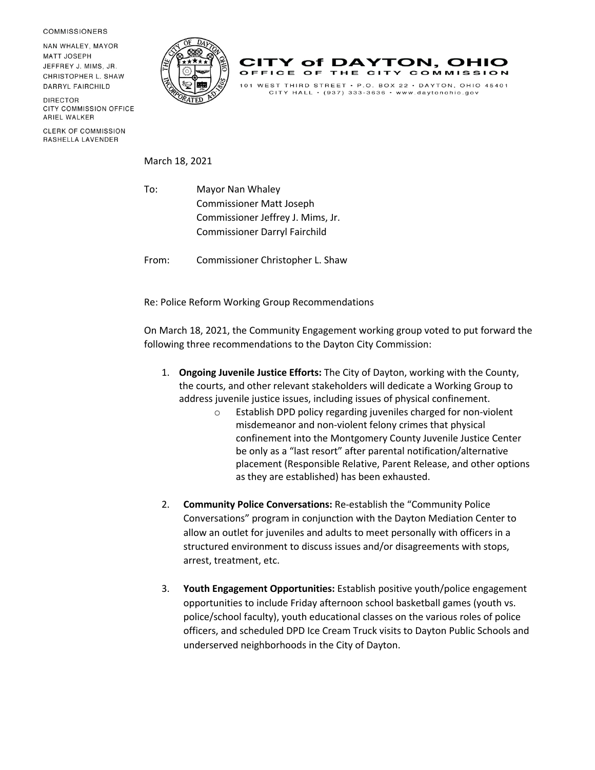COMMISSIONERS

NAN WHALEY, MAYOR
MATT JOSEPH
JEFFREY J. MIMS, JR.
CHRISTOPHER L. SHAW
DARRYL FAIRCHILD

DIRECTOR
CITY COMMISSION OFFICE
ARIEL WALKER

CLERK OF COMMISSION
RASHELLA LAVENDER

# CITY of DAYTON, OHIO

OFFICE OF THE CITY COMMISSION

101 WEST THIRD STREET • P.O. BOX 22 • DAYTON, OHIO 45401
CITY HALL • (937) 333-3636 • www.daytonohio.gov

March 18, 2021

To: Mayor Nan Whaley
Commissioner Matt Joseph
Commissioner Jeffrey J. Mims, Jr.
Commissioner Darryl Fairchild

From: Commissioner Christopher L. Shaw

Re: Police Reform Working Group Recommendations

On March 18, 2021, the Community Engagement working group voted to put forward the following three recommendations to the Dayton City Commission:

1. **Ongoing Juvenile Justice Efforts:** The City of Dayton, working with the County, the courts, and other relevant stakeholders will dedicate a Working Group to address juvenile justice issues, including issues of physical confinement.
   - Establish DPD policy regarding juveniles charged for non-violent misdemeanor and non-violent felony crimes that physical confinement into the Montgomery County Juvenile Justice Center be only as a "last resort" after parental notification/alternative placement (Responsible Relative, Parent Release, and other options as they are established) has been exhausted.

2. **Community Police Conversations:** Re-establish the "Community Police Conversations" program in conjunction with the Dayton Mediation Center to allow an outlet for juveniles and adults to meet personally with officers in a structured environment to discuss issues and/or disagreements with stops, arrest, treatment, etc.

3. **Youth Engagement Opportunities:** Establish positive youth/police engagement opportunities to include Friday afternoon school basketball games (youth vs. police/school faculty), youth educational classes on the various roles of police officers, and scheduled DPD Ice Cream Truck visits to Dayton Public Schools and underserved neighborhoods in the City of Dayton.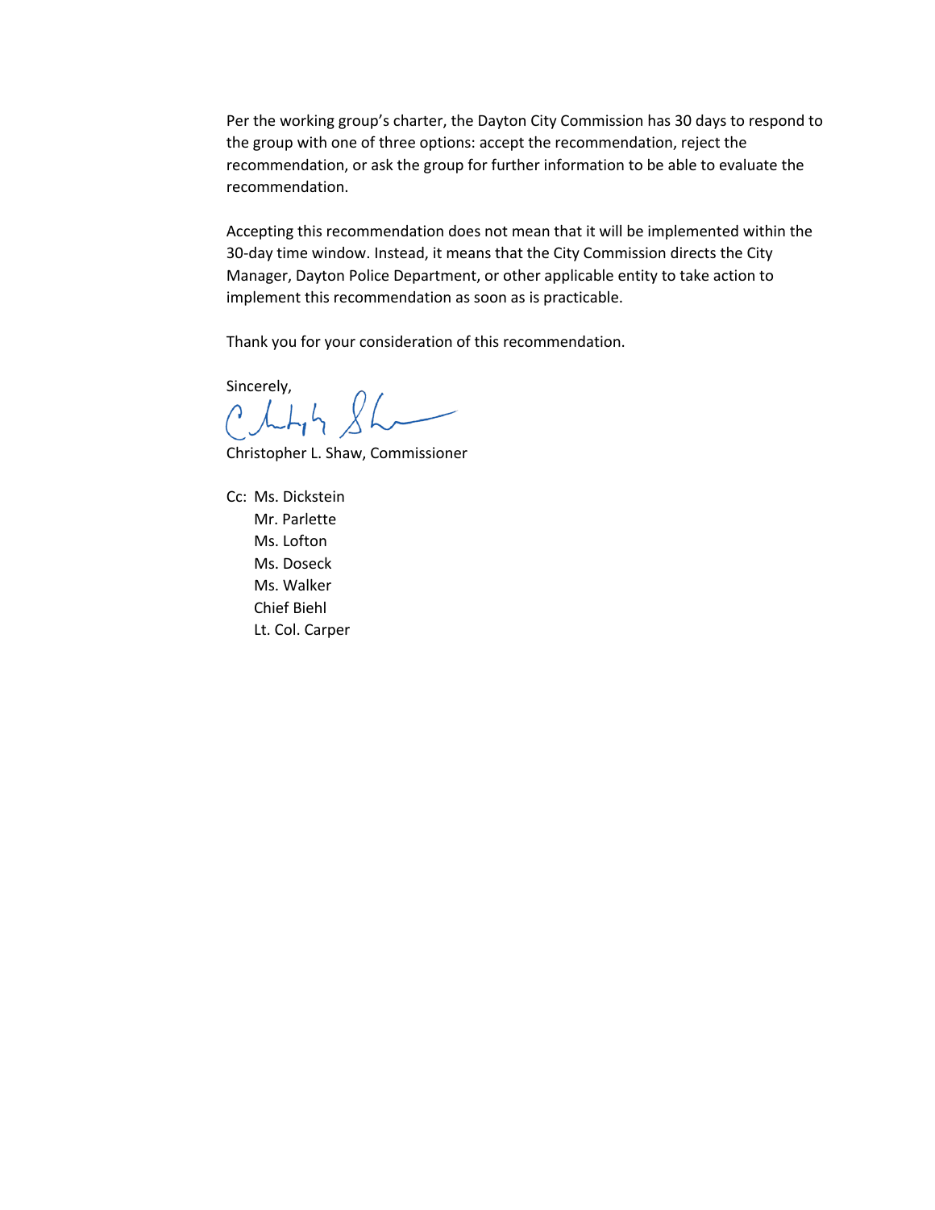Per the working group's charter, the Dayton City Commission has 30 days to respond to the group with one of three options: accept the recommendation, reject the recommendation, or ask the group for further information to be able to evaluate the recommendation.

Accepting this recommendation does not mean that it will be implemented within the 30-day time window. Instead, it means that the City Commission directs the City Manager, Dayton Police Department, or other applicable entity to take action to implement this recommendation as soon as is practicable.

Thank you for your consideration of this recommendation.

Sincerely,

Christopher L. Shaw, Commissioner

Cc: Ms. Dickstein
Mr. Parlette
Ms. Lofton
Ms. Doseck
Ms. Walker
Chief Biehl
Lt. Col. Carper